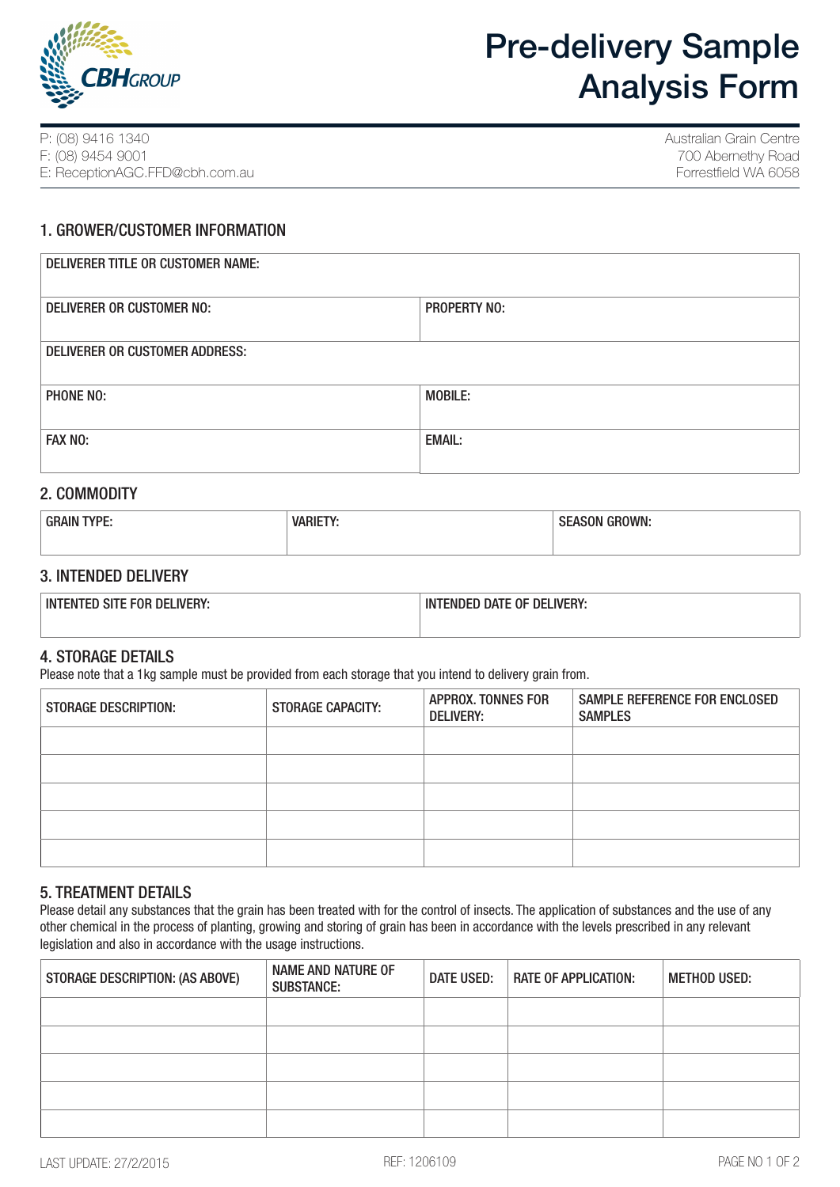# Pre-delivery Sample Analysis Form

P: (08) 9416 1340
F: (08) 9454 9001
E: ReceptionAGC.FFD@cbh.com.au

Australian Grain Centre
700 Abernethy Road
Forrestfield WA 6058

## 1. GROWER/CUSTOMER INFORMATION

| DELIVERER TITLE OR CUSTOMER NAME: | |
|---|---|
| DELIVERER OR CUSTOMER NO: | PROPERTY NO: |
| DELIVERER OR CUSTOMER ADDRESS: | |
| PHONE NO: | MOBILE: |
| FAX NO: | EMAIL: |

## 2. COMMODITY

| GRAIN TYPE: | VARIETY: | SEASON GROWN: |
|---|---|---|
| | | |

## 3. INTENDED DELIVERY

| INTENTED SITE FOR DELIVERY: | INTENDED DATE OF DELIVERY: |
|---|---|
| | |

## 4. STORAGE DETAILS

Please note that a 1kg sample must be provided from each storage that you intend to delivery grain from.

| STORAGE DESCRIPTION: | STORAGE CAPACITY: | APPROX. TONNES FOR DELIVERY: | SAMPLE REFERENCE FOR ENCLOSED SAMPLES |
|---|---|---|---|
| | | | |
| | | | |
| | | | |
| | | | |
| | | | |

## 5. TREATMENT DETAILS

Please detail any substances that the grain has been treated with for the control of insects. The application of substances and the use of any other chemical in the process of planting, growing and storing of grain has been in accordance with the levels prescribed in any relevant legislation and also in accordance with the usage instructions.

| STORAGE DESCRIPTION: (AS ABOVE) | NAME AND NATURE OF SUBSTANCE: | DATE USED: | RATE OF APPLICATION: | METHOD USED: |
|---|---|---|---|---|
| | | | | |
| | | | | |
| | | | | |
| | | | | |
| | | | | |

LAST UPDATE: 27/2/2015 REF: 1206109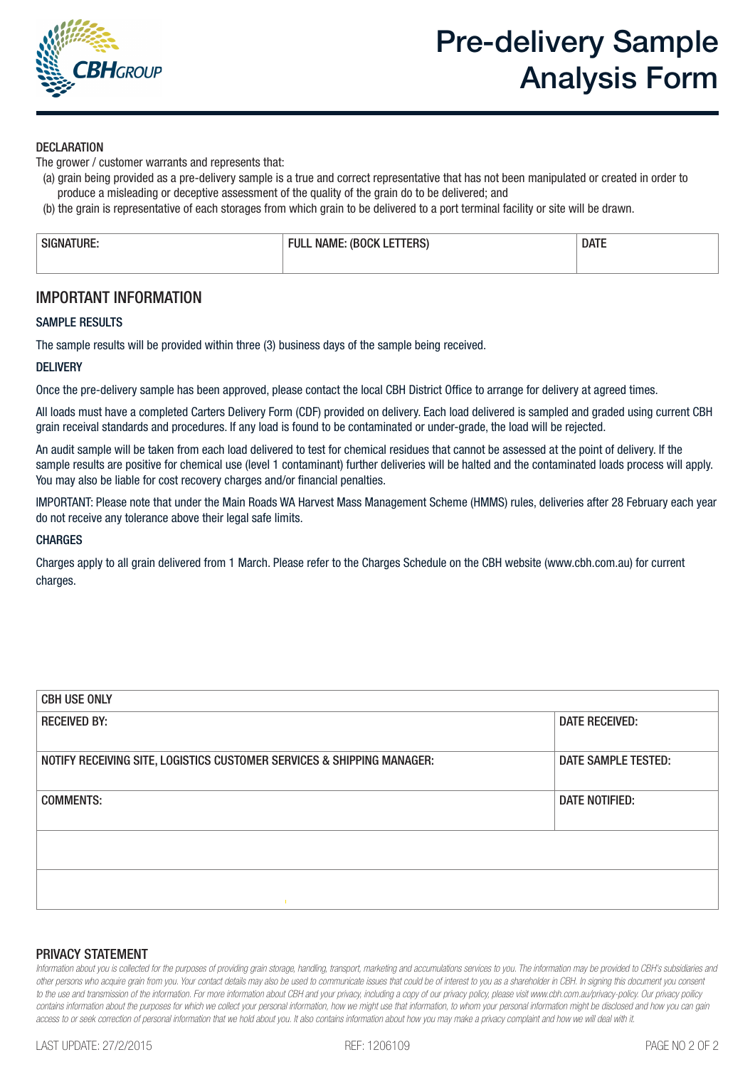# Pre-delivery Sample Analysis Form

### DECLARATION

The grower / customer warrants and represents that:

(a) grain being provided as a pre-delivery sample is a true and correct representative that has not been manipulated or created in order to produce a misleading or deceptive assessment of the quality of the grain do to be delivered; and

(b) the grain is representative of each storages from which grain to be delivered to a port terminal facility or site will be drawn.

| SIGNATURE: | FULL NAME: (BOCK LETTERS) | DATE |
|---|---|---|
| | | |

## IMPORTANT INFORMATION

### SAMPLE RESULTS

The sample results will be provided within three (3) business days of the sample being received.

### DELIVERY

Once the pre-delivery sample has been approved, please contact the local CBH District Office to arrange for delivery at agreed times.

All loads must have a completed Carters Delivery Form (CDF) provided on delivery. Each load delivered is sampled and graded using current CBH grain receival standards and procedures. If any load is found to be contaminated or under-grade, the load will be rejected.

An audit sample will be taken from each load delivered to test for chemical residues that cannot be assessed at the point of delivery. If the sample results are positive for chemical use (level 1 contaminant) further deliveries will be halted and the contaminated loads process will apply. You may also be liable for cost recovery charges and/or financial penalties.

IMPORTANT: Please note that under the Main Roads WA Harvest Mass Management Scheme (HMMS) rules, deliveries after 28 February each year do not receive any tolerance above their legal safe limits.

### CHARGES

Charges apply to all grain delivered from 1 March. Please refer to the Charges Schedule on the CBH website (www.cbh.com.au) for current charges.

| CBH USE ONLY | |
|---|---|
| RECEIVED BY: | DATE RECEIVED: |
| NOTIFY RECEIVING SITE, LOGISTICS CUSTOMER SERVICES & SHIPPING MANAGER: | DATE SAMPLE TESTED: |
| COMMENTS: | DATE NOTIFIED: |
| | |
| | |

### PRIVACY STATEMENT

*Information about you is collected for the purposes of providing grain storage, handling, transport, marketing and accumulations services to you. The information may be provided to CBH's subsidiaries and other persons who acquire grain from you. Your contact details may also be used to communicate issues that could be of interest to you as a shareholder in CBH. In signing this document you consent to the use and transmission of the information. For more information about CBH and your privacy, including a copy of our privacy policy, please visit www.cbh.com.au/privacy-policy. Our privacy policy contains information about the purposes for which we collect your personal information, how we might use that information, to whom your personal information might be disclosed and how you can gain access to or seek correction of personal information that we hold about you. It also contains information about how you may make a privacy complaint and how we will deal with it.*

LAST UPDATE: 27/2/2015 REF: 1206109